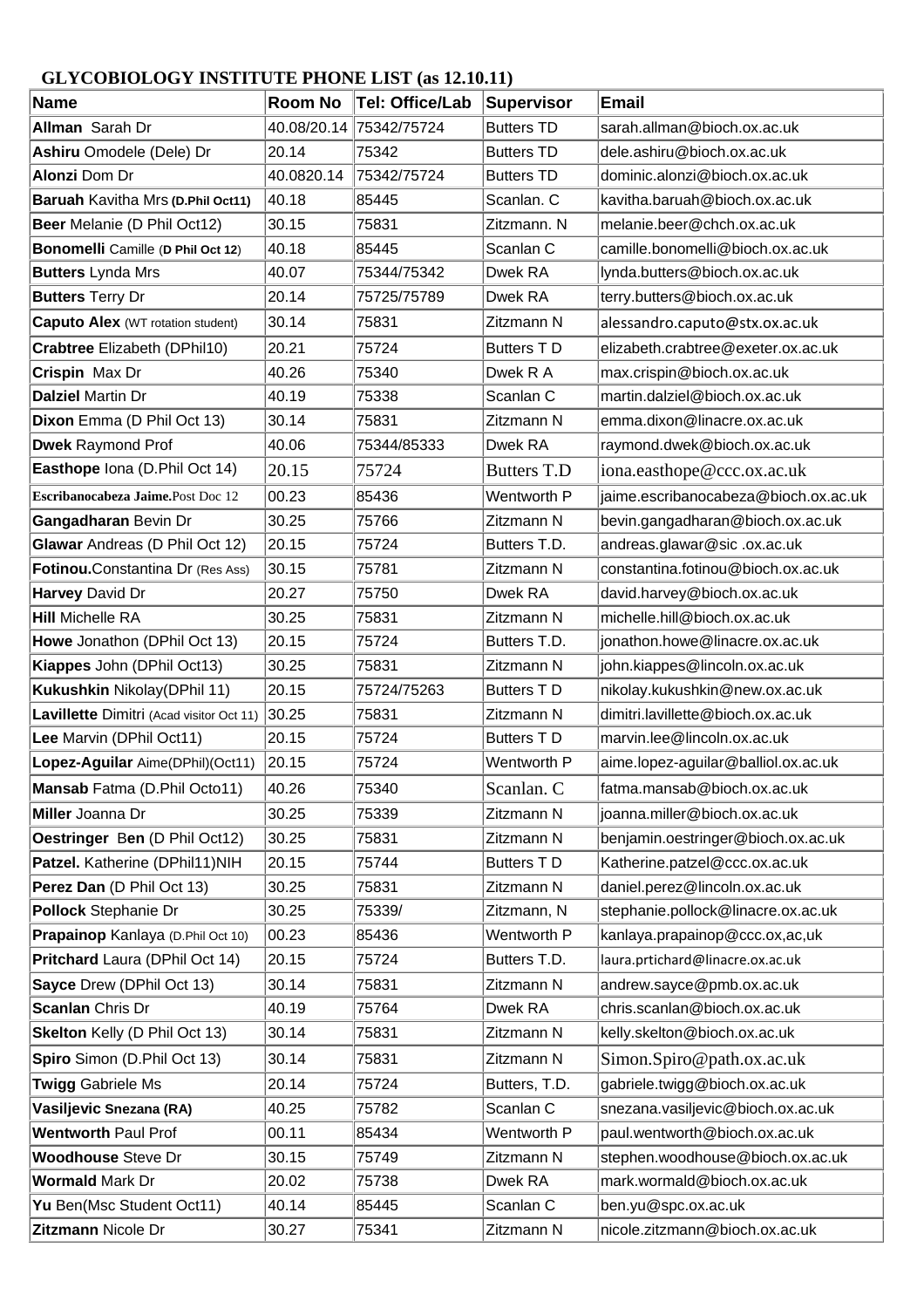## GLYCOBIOLOGY INSTITUTE PHONE LIST (as 12.10.11)

| Name | Room No | Tel: Office/Lab | Supervisor | Email |
|---|---|---|---|---|
| **Allman** Sarah Dr | 40.08/20.14 | 75342/75724 | Butters TD | sarah.allman@bioch.ox.ac.uk |
| **Ashiru** Omodele (Dele) Dr | 20.14 | 75342 | Butters TD | dele.ashiru@bioch.ox.ac.uk |
| **Alonzi** Dom Dr | 40.0820.14 | 75342/75724 | Butters TD | dominic.alonzi@bioch.ox.ac.uk |
| **Baruah** Kavitha Mrs **(D.Phil Oct11)** | 40.18 | 85445 | Scanlan. C | kavitha.baruah@bioch.ox.ac.uk |
| **Beer** Melanie (D Phil Oct12) | 30.15 | 75831 | Zitzmann. N | melanie.beer@chch.ox.ac.uk |
| **Bonomelli** Camille (**D Phil Oct 12**) | 40.18 | 85445 | Scanlan C | camille.bonomelli@bioch.ox.ac.uk |
| **Butters** Lynda Mrs | 40.07 | 75344/75342 | Dwek RA | lynda.butters@bioch.ox.ac.uk |
| **Butters** Terry Dr | 20.14 | 75725/75789 | Dwek RA | terry.butters@bioch.ox.ac.uk |
| **Caputo Alex** (WT rotation student) | 30.14 | 75831 | Zitzmann N | alessandro.caputo@stx.ox.ac.uk |
| **Crabtree** Elizabeth (DPhil10) | 20.21 | 75724 | Butters T D | elizabeth.crabtree@exeter.ox.ac.uk |
| **Crispin** Max Dr | 40.26 | 75340 | Dwek R A | max.crispin@bioch.ox.ac.uk |
| **Dalziel** Martin Dr | 40.19 | 75338 | Scanlan C | martin.dalziel@bioch.ox.ac.uk |
| **Dixon** Emma (D Phil Oct 13) | 30.14 | 75831 | Zitzmann N | emma.dixon@linacre.ox.ac.uk |
| **Dwek** Raymond Prof | 40.06 | 75344/85333 | Dwek RA | raymond.dwek@bioch.ox.ac.uk |
| **Easthope** Iona (D.Phil Oct 14) | 20.15 | 75724 | Butters T.D | iona.easthope@ccc.ox.ac.uk |
| **Escribanocabeza Jaime.**Post Doc 12 | 00.23 | 85436 | Wentworth P | jaime.escribanocabeza@bioch.ox.ac.uk |
| **Gangadharan** Bevin Dr | 30.25 | 75766 | Zitzmann N | bevin.gangadharan@bioch.ox.ac.uk |
| **Glawar** Andreas (D Phil Oct 12) | 20.15 | 75724 | Butters T.D. | andreas.glawar@sic .ox.ac.uk |
| **Fotinou.**Constantina Dr (Res Ass) | 30.15 | 75781 | Zitzmann N | constantina.fotinou@bioch.ox.ac.uk |
| **Harvey** David Dr | 20.27 | 75750 | Dwek RA | david.harvey@bioch.ox.ac.uk |
| **Hill** Michelle RA | 30.25 | 75831 | Zitzmann N | michelle.hill@bioch.ox.ac.uk |
| **Howe** Jonathon (DPhil Oct 13) | 20.15 | 75724 | Butters T.D. | jonathon.howe@linacre.ox.ac.uk |
| **Kiappes** John (DPhil Oct13) | 30.25 | 75831 | Zitzmann N | john.kiappes@lincoln.ox.ac.uk |
| **Kukushkin** Nikolay(DPhil 11) | 20.15 | 75724/75263 | Butters T D | nikolay.kukushkin@new.ox.ac.uk |
| **Lavillette** Dimitri (Acad visitor Oct 11) | 30.25 | 75831 | Zitzmann N | dimitri.lavillette@bioch.ox.ac.uk |
| **Lee** Marvin (DPhil Oct11) | 20.15 | 75724 | Butters T D | marvin.lee@lincoln.ox.ac.uk |
| **Lopez-Aguilar** Aime(DPhil)(Oct11) | 20.15 | 75724 | Wentworth P | aime.lopez-aguilar@balliol.ox.ac.uk |
| **Mansab** Fatma (D.Phil Octo11) | 40.26 | 75340 | Scanlan. C | fatma.mansab@bioch.ox.ac.uk |
| **Miller** Joanna Dr | 30.25 | 75339 | Zitzmann N | joanna.miller@bioch.ox.ac.uk |
| **Oestringer** B**en** (D Phil Oct12) | 30.25 | 75831 | Zitzmann N | benjamin.oestringer@bioch.ox.ac.uk |
| **Patzel.** Katherine (DPhil11)NIH | 20.15 | 75744 | Butters T D | Katherine.patzel@ccc.ox.ac.uk |
| **Perez Dan** (D Phil Oct 13) | 30.25 | 75831 | Zitzmann N | daniel.perez@lincoln.ox.ac.uk |
| **Pollock** Stephanie Dr | 30.25 | 75339/ | Zitzmann, N | stephanie.pollock@linacre.ox.ac.uk |
| **Prapainop** Kanlaya (D.Phil Oct 10) | 00.23 | 85436 | Wentworth P | kanlaya.prapainop@ccc.ox,ac,uk |
| **Pritchard** Laura (DPhil Oct 14) | 20.15 | 75724 | Butters T.D. | laura.prtichard@linacre.ox.ac.uk |
| **Sayce** Drew (DPhil Oct 13) | 30.14 | 75831 | Zitzmann N | andrew.sayce@pmb.ox.ac.uk |
| **Scanlan** Chris Dr | 40.19 | 75764 | Dwek RA | chris.scanlan@bioch.ox.ac.uk |
| **Skelton** Kelly (D Phil Oct 13) | 30.14 | 75831 | Zitzmann N | kelly.skelton@bioch.ox.ac.uk |
| **Spiro** Simon (D.Phil Oct 13) | 30.14 | 75831 | Zitzmann N | Simon.Spiro@path.ox.ac.uk |
| **Twigg** Gabriele Ms | 20.14 | 75724 | Butters, T.D. | gabriele.twigg@bioch.ox.ac.uk |
| **Vasiljevic Snezana (RA)** | 40.25 | 75782 | Scanlan C | snezana.vasiljevic@bioch.ox.ac.uk |
| **Wentworth** Paul Prof | 00.11 | 85434 | Wentworth P | paul.wentworth@bioch.ox.ac.uk |
| **Woodhouse** Steve Dr | 30.15 | 75749 | Zitzmann N | stephen.woodhouse@bioch.ox.ac.uk |
| **Wormald** Mark Dr | 20.02 | 75738 | Dwek RA | mark.wormald@bioch.ox.ac.uk |
| **Yu** Ben(Msc Student Oct11) | 40.14 | 85445 | Scanlan C | ben.yu@spc.ox.ac.uk |
| **Zitzmann** Nicole Dr | 30.27 | 75341 | Zitzmann N | nicole.zitzmann@bioch.ox.ac.uk |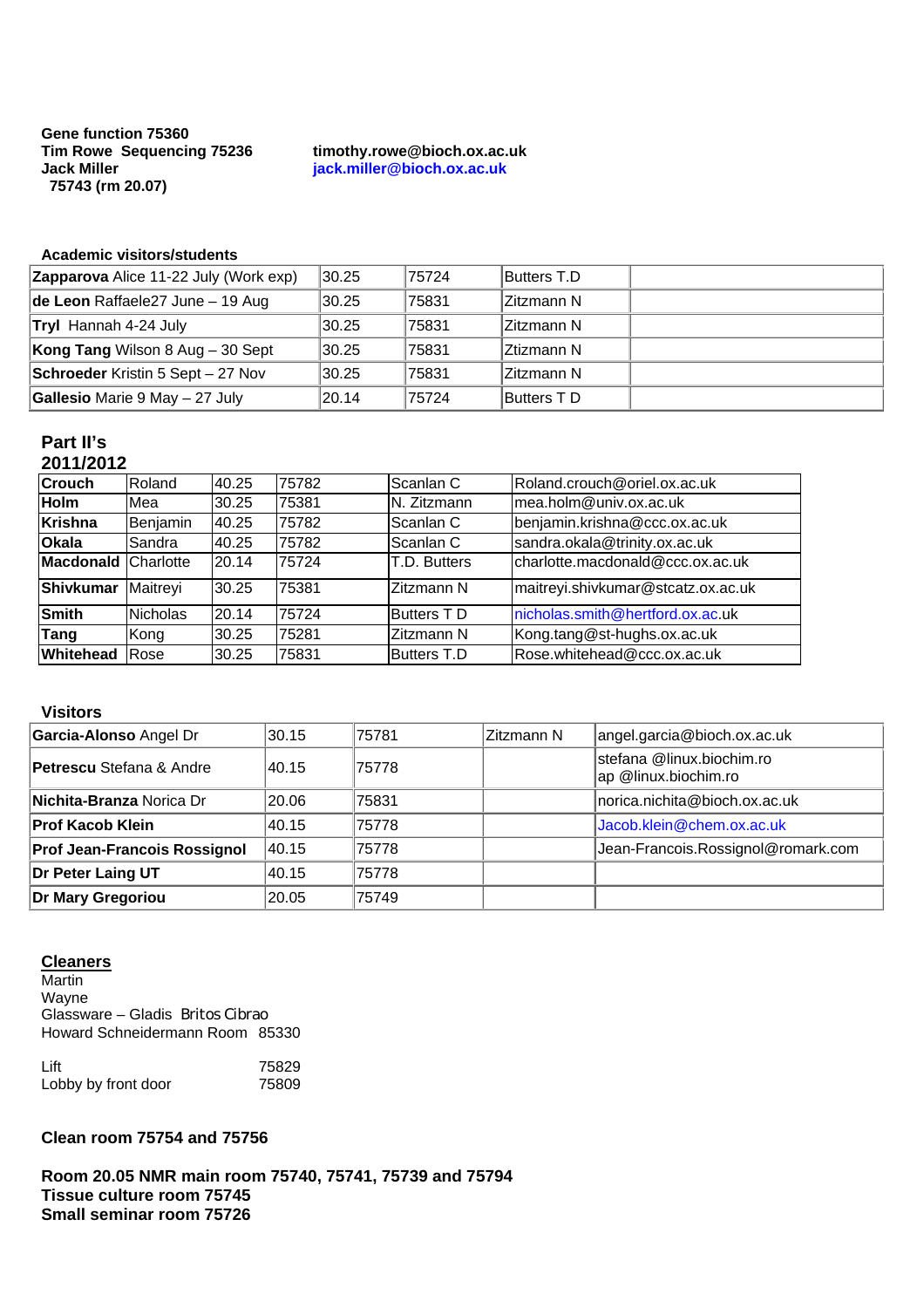**Gene function 75360**
**Tim Rowe Sequencing 75236** **timothy.rowe@bioch.ox.ac.uk**
**Jack Miller** **jack.miller@bioch.ox.ac.uk**
**75743 (rm 20.07)**

**Academic visitors/students**

| | | | | |
|---|---|---|---|---|
| **Zapparova** Alice 11-22 July (Work exp) | 30.25 | 75724 | Butters T.D | |
| **de Leon** Raffaele27 June – 19 Aug | 30.25 | 75831 | Zitzmann N | |
| **Tryl** Hannah 4-24 July | 30.25 | 75831 | Zitzmann N | |
| **Kong Tang** Wilson 8 Aug – 30 Sept | 30.25 | 75831 | Ztizmann N | |
| **Schroeder** Kristin 5 Sept – 27 Nov | 30.25 | 75831 | Zitzmann N | |
| **Gallesio** Marie 9 May – 27 July | 20.14 | 75724 | Butters T D | |

## Part II's 2011/2012

| | | | | | |
|---|---|---|---|---|---|
| **Crouch** | Roland | 40.25 | 75782 | Scanlan C | Roland.crouch@oriel.ox.ac.uk |
| **Holm** | Mea | 30.25 | 75381 | N. Zitzmann | mea.holm@univ.ox.ac.uk |
| **Krishna** | Benjamin | 40.25 | 75782 | Scanlan C | benjamin.krishna@ccc.ox.ac.uk |
| **Okala** | Sandra | 40.25 | 75782 | Scanlan C | sandra.okala@trinity.ox.ac.uk |
| **Macdonald** | Charlotte | 20.14 | 75724 | T.D. Butters | charlotte.macdonald@ccc.ox.ac.uk |
| **Shivkumar** | Maitreyi | 30.25 | 75381 | Zitzmann N | maitreyi.shivkumar@stcatz.ox.ac.uk |
| **Smith** | Nicholas | 20.14 | 75724 | Butters T D | nicholas.smith@hertford.ox.ac.uk |
| **Tang** | Kong | 30.25 | 75281 | Zitzmann N | Kong.tang@st-hughs.ox.ac.uk |
| **Whitehead** | Rose | 30.25 | 75831 | Butters T.D | Rose.whitehead@ccc.ox.ac.uk |

**Visitors**

| | | | | |
|---|---|---|---|---|
| **Garcia-Alonso** Angel Dr | 30.15 | 75781 | Zitzmann N | angel.garcia@bioch.ox.ac.uk |
| **Petrescu** Stefana & Andre | 40.15 | 75778 | | stefana @linux.biochim.ro ap @linux.biochim.ro |
| **Nichita-Branza** Norica Dr | 20.06 | 75831 | | norica.nichita@bioch.ox.ac.uk |
| **Prof Kacob Klein** | 40.15 | 75778 | | Jacob.klein@chem.ox.ac.uk |
| **Prof Jean-Francois Rossignol** | 40.15 | 75778 | | Jean-Francois.Rossignol@romark.com |
| **Dr Peter Laing UT** | 40.15 | 75778 | | |
| **Dr Mary Gregoriou** | 20.05 | 75749 | | |

**<u>Cleaners</u>**
Martin
Wayne
Glassware – Gladis Britos Cibrao
Howard Schneidermann Room 85330

Lift 75829
Lobby by front door 75809

**Clean room 75754 and 75756**

**Room 20.05 NMR main room 75740, 75741, 75739 and 75794**
**Tissue culture room 75745**
**Small seminar room 75726**